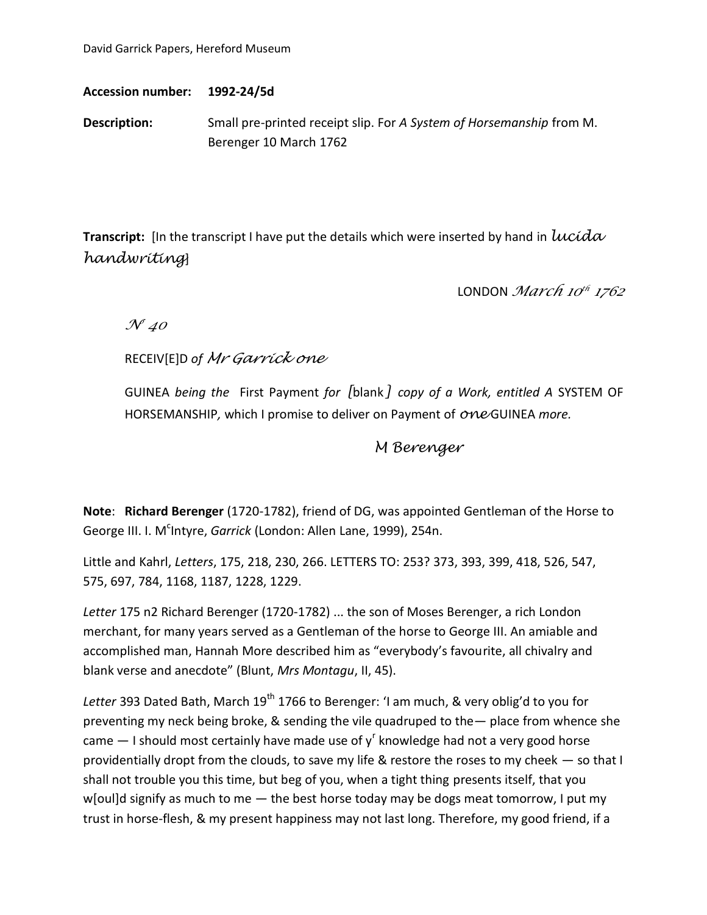David Garrick Papers, Hereford Museum

**Accession number:** **1992-24/5d**

**Description:** Small pre-printed receipt slip. For *A System of Horsemanship* from M. Berenger 10 March 1762

**Transcript:** [In the transcript I have put the details which were inserted by hand in *lucida handwriting*]

LONDON *March 10th 1762*

*N° 40*

RECEIV[E]D *of* *Mr Garrick one*

GUINEA *being the* First Payment *for [*blank*] copy of a Work, entitled A* SYSTEM OF HORSEMANSHIP*,* which I promise to deliver on Payment of *one* GUINEA *more.*

*M Berenger*

**Note**: **Richard Berenger** (1720-1782), friend of DG, was appointed Gentleman of the Horse to George III. I. McIntyre, *Garrick* (London: Allen Lane, 1999), 254n.

Little and Kahrl, *Letters*, 175, 218, 230, 266. LETTERS TO: 253? 373, 393, 399, 418, 526, 547, 575, 697, 784, 1168, 1187, 1228, 1229.

*Letter* 175 n2 Richard Berenger (1720-1782) ... the son of Moses Berenger, a rich London merchant, for many years served as a Gentleman of the horse to George III. An amiable and accomplished man, Hannah More described him as "everybody's favourite, all chivalry and blank verse and anecdote" (Blunt, *Mrs Montagu*, II, 45).

*Letter* 393 Dated Bath, March 19th 1766 to Berenger: 'I am much, & very oblig'd to you for preventing my neck being broke, & sending the vile quadruped to the— place from whence she came — I should most certainly have made use of yr knowledge had not a very good horse providentially dropt from the clouds, to save my life & restore the roses to my cheek — so that I shall not trouble you this time, but beg of you, when a tight thing presents itself, that you w[oul]d signify as much to me — the best horse today may be dogs meat tomorrow, I put my trust in horse-flesh, & my present happiness may not last long. Therefore, my good friend, if a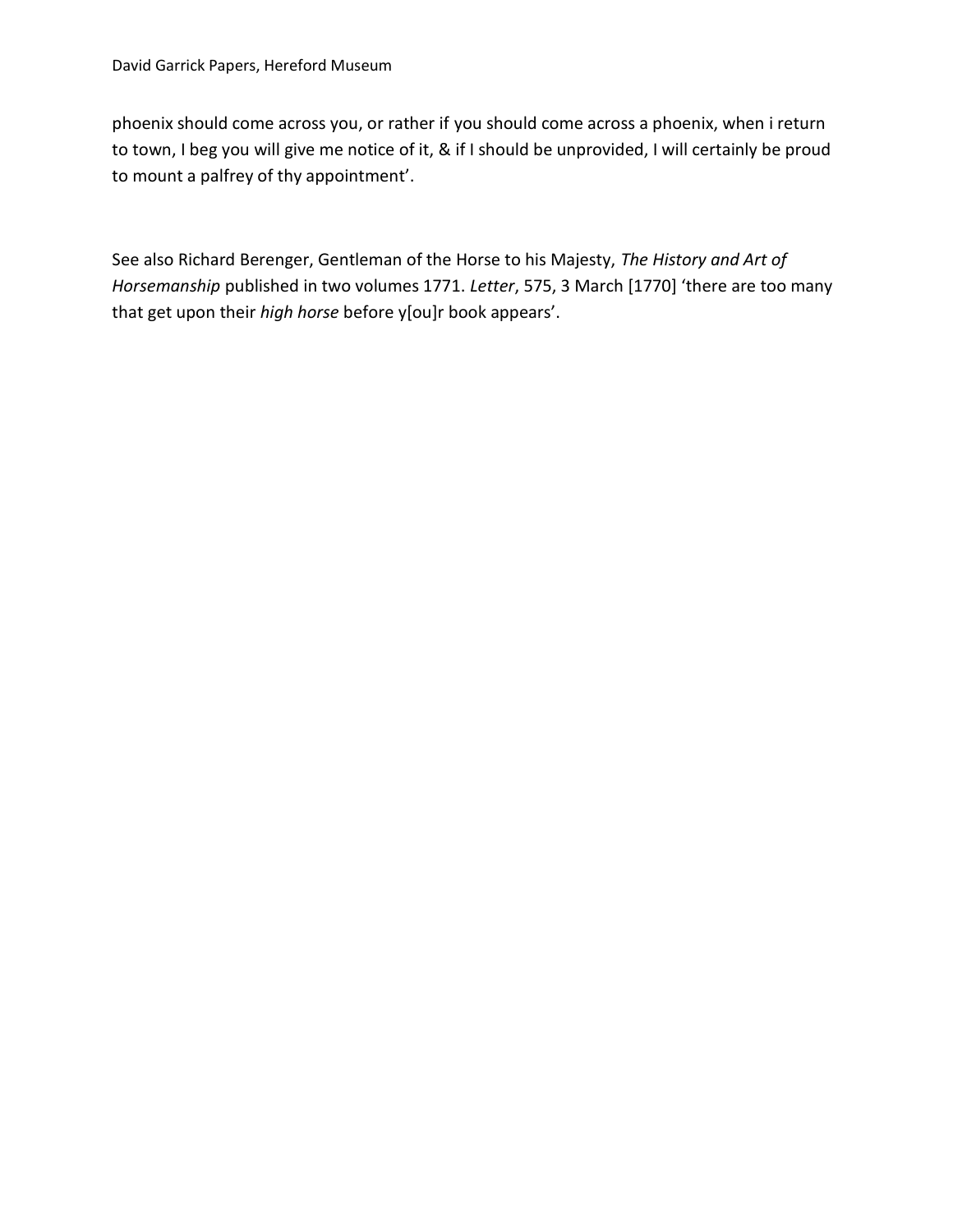phoenix should come across you, or rather if you should come across a phoenix, when i return to town, I beg you will give me notice of it, & if I should be unprovided, I will certainly be proud to mount a palfrey of thy appointment'.

See also Richard Berenger, Gentleman of the Horse to his Majesty, *The History and Art of Horsemanship* published in two volumes 1771. *Letter*, 575, 3 March [1770] 'there are too many that get upon their *high horse* before y[ou]r book appears'.